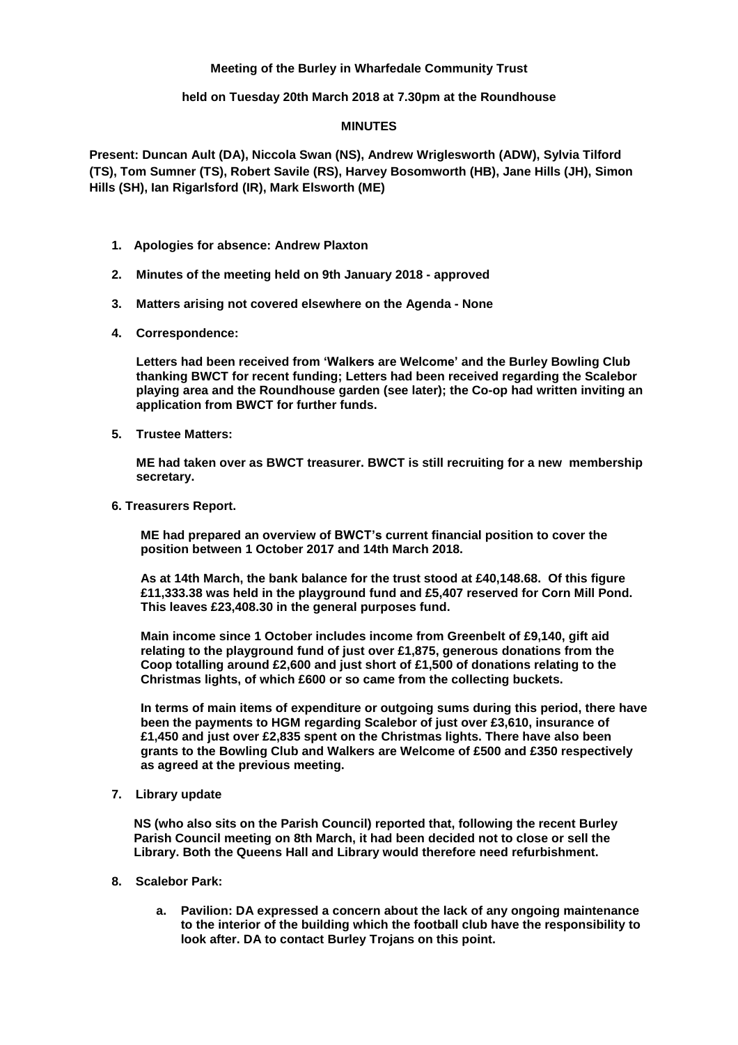**Meeting of the Burley in Wharfedale Community Trust**

**held on Tuesday 20th March 2018 at 7.30pm at the Roundhouse**

**MINUTES**

**Present: Duncan Ault (DA), Niccola Swan (NS), Andrew Wriglesworth (ADW), Sylvia Tilford (TS), Tom Sumner (TS), Robert Savile (RS), Harvey Bosomworth (HB), Jane Hills (JH), Simon Hills (SH), Ian Rigarlsford (IR), Mark Elsworth (ME)**

1. **Apologies for absence: Andrew Plaxton**

2. **Minutes of the meeting held on 9th January 2018 - approved**

3. **Matters arising not covered elsewhere on the Agenda - None**

4. **Correspondence:**

   **Letters had been received from 'Walkers are Welcome' and the Burley Bowling Club thanking BWCT for recent funding; Letters had been received regarding the Scalebor playing area and the Roundhouse garden (see later); the Co-op had written inviting an application from BWCT for further funds.**

5. **Trustee Matters:**

   **ME had taken over as BWCT treasurer. BWCT is still recruiting for a new membership secretary.**

6. **Treasurers Report.**

   **ME had prepared an overview of BWCT's current financial position to cover the position between 1 October 2017 and 14th March 2018.**

   **As at 14th March, the bank balance for the trust stood at £40,148.68. Of this figure £11,333.38 was held in the playground fund and £5,407 reserved for Corn Mill Pond. This leaves £23,408.30 in the general purposes fund.**

   **Main income since 1 October includes income from Greenbelt of £9,140, gift aid relating to the playground fund of just over £1,875, generous donations from the Coop totalling around £2,600 and just short of £1,500 of donations relating to the Christmas lights, of which £600 or so came from the collecting buckets.**

   **In terms of main items of expenditure or outgoing sums during this period, there have been the payments to HGM regarding Scalebor of just over £3,610, insurance of £1,450 and just over £2,835 spent on the Christmas lights. There have also been grants to the Bowling Club and Walkers are Welcome of £500 and £350 respectively as agreed at the previous meeting.**

7. **Library update**

   **NS (who also sits on the Parish Council) reported that, following the recent Burley Parish Council meeting on 8th March, it had been decided not to close or sell the Library. Both the Queens Hall and Library would therefore need refurbishment.**

8. **Scalebor Park:**

   a. **Pavilion: DA expressed a concern about the lack of any ongoing maintenance to the interior of the building which the football club have the responsibility to look after. DA to contact Burley Trojans on this point.**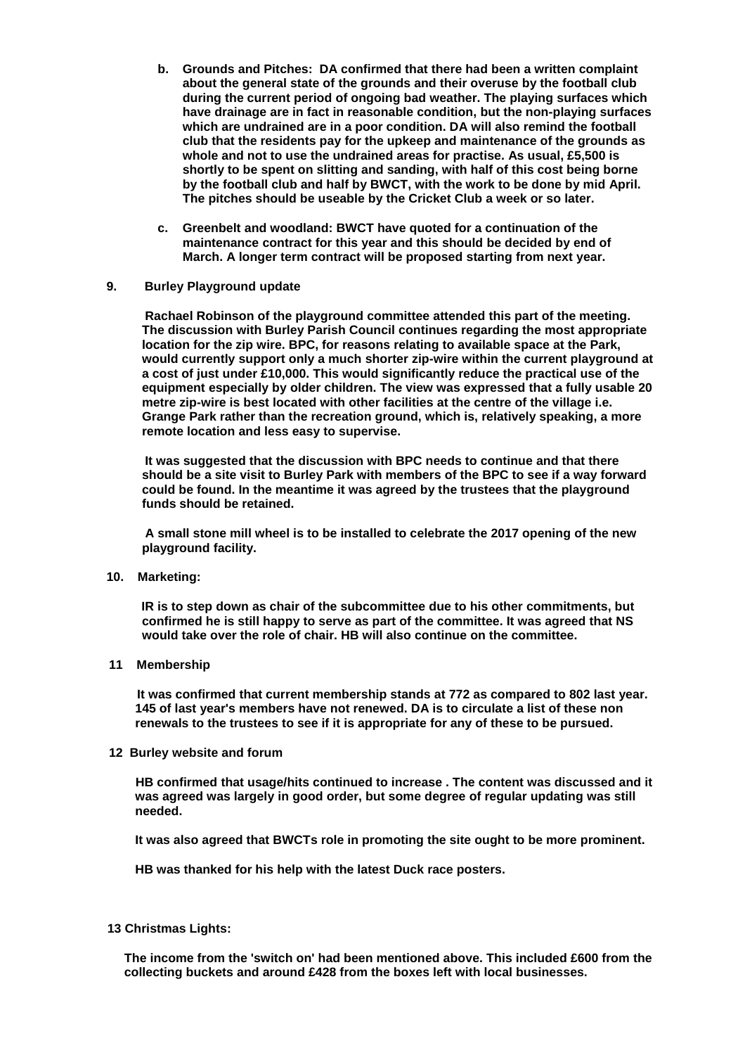b. **Grounds and Pitches: DA confirmed that there had been a written complaint about the general state of the grounds and their overuse by the football club during the current period of ongoing bad weather. The playing surfaces which have drainage are in fact in reasonable condition, but the non-playing surfaces which are undrained are in a poor condition. DA will also remind the football club that the residents pay for the upkeep and maintenance of the grounds as whole and not to use the undrained areas for practise. As usual, £5,500 is shortly to be spent on slitting and sanding, with half of this cost being borne by the football club and half by BWCT, with the work to be done by mid April. The pitches should be useable by the Cricket Club a week or so later.**

c. **Greenbelt and woodland: BWCT have quoted for a continuation of the maintenance contract for this year and this should be decided by end of March. A longer term contract will be proposed starting from next year.**

**9. Burley Playground update**

**Rachael Robinson of the playground committee attended this part of the meeting. The discussion with Burley Parish Council continues regarding the most appropriate location for the zip wire. BPC, for reasons relating to available space at the Park, would currently support only a much shorter zip-wire within the current playground at a cost of just under £10,000. This would significantly reduce the practical use of the equipment especially by older children. The view was expressed that a fully usable 20 metre zip-wire is best located with other facilities at the centre of the village i.e. Grange Park rather than the recreation ground, which is, relatively speaking, a more remote location and less easy to supervise.**

**It was suggested that the discussion with BPC needs to continue and that there should be a site visit to Burley Park with members of the BPC to see if a way forward could be found. In the meantime it was agreed by the trustees that the playground funds should be retained.**

**A small stone mill wheel is to be installed to celebrate the 2017 opening of the new playground facility.**

**10. Marketing:**

**IR is to step down as chair of the subcommittee due to his other commitments, but confirmed he is still happy to serve as part of the committee. It was agreed that NS would take over the role of chair. HB will also continue on the committee.**

**11 Membership**

**It was confirmed that current membership stands at 772 as compared to 802 last year. 145 of last year's members have not renewed. DA is to circulate a list of these non renewals to the trustees to see if it is appropriate for any of these to be pursued.**

**12 Burley website and forum**

**HB confirmed that usage/hits continued to increase . The content was discussed and it was agreed was largely in good order, but some degree of regular updating was still needed.**

**It was also agreed that BWCTs role in promoting the site ought to be more prominent.**

**HB was thanked for his help with the latest Duck race posters.**

**13 Christmas Lights:**

**The income from the 'switch on' had been mentioned above. This included £600 from the collecting buckets and around £428 from the boxes left with local businesses.**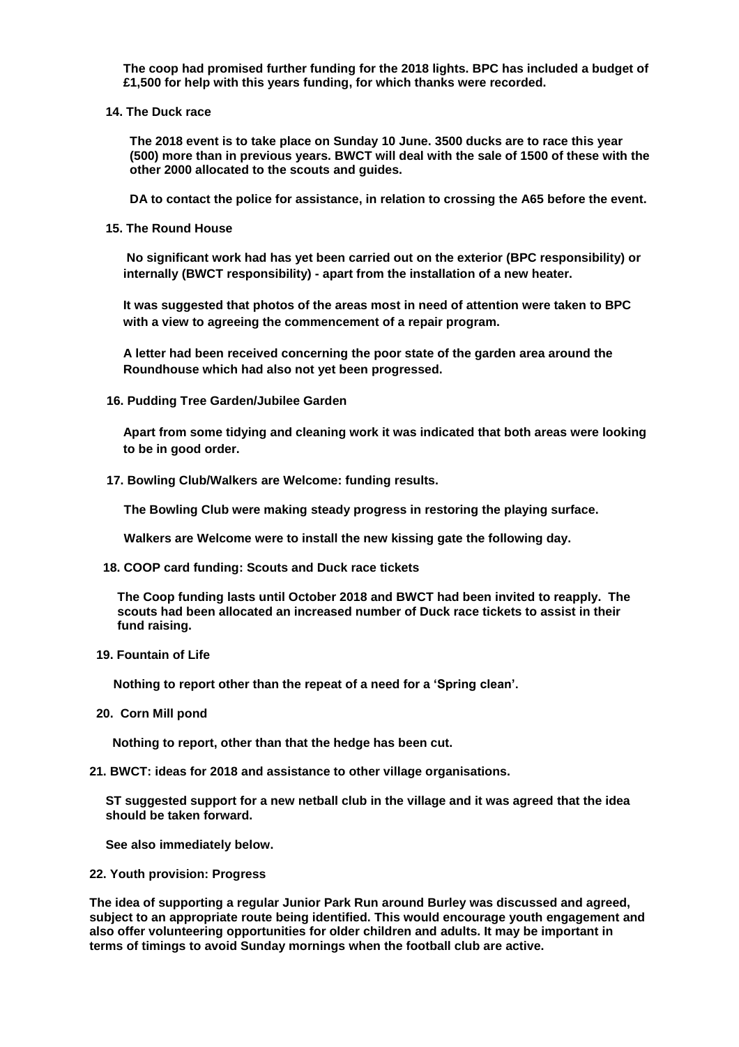**The coop had promised further funding for the 2018 lights. BPC has included a budget of £1,500 for help with this years funding, for which thanks were recorded.**

**14. The Duck race**

**The 2018 event is to take place on Sunday 10 June. 3500 ducks are to race this year (500) more than in previous years. BWCT will deal with the sale of 1500 of these with the other 2000 allocated to the scouts and guides.**

**DA to contact the police for assistance, in relation to crossing the A65 before the event.**

**15. The Round House**

**No significant work had has yet been carried out on the exterior (BPC responsibility) or internally (BWCT responsibility) - apart from the installation of a new heater.**

**It was suggested that photos of the areas most in need of attention were taken to BPC with a view to agreeing the commencement of a repair program.**

**A letter had been received concerning the poor state of the garden area around the Roundhouse which had also not yet been progressed.**

**16. Pudding Tree Garden/Jubilee Garden**

**Apart from some tidying and cleaning work it was indicated that both areas were looking to be in good order.**

**17. Bowling Club/Walkers are Welcome: funding results.**

**The Bowling Club were making steady progress in restoring the playing surface.**

**Walkers are Welcome were to install the new kissing gate the following day.**

**18. COOP card funding: Scouts and Duck race tickets**

**The Coop funding lasts until October 2018 and BWCT had been invited to reapply. The scouts had been allocated an increased number of Duck race tickets to assist in their fund raising.**

**19. Fountain of Life**

**Nothing to report other than the repeat of a need for a 'Spring clean'.**

**20. Corn Mill pond**

**Nothing to report, other than that the hedge has been cut.**

**21. BWCT: ideas for 2018 and assistance to other village organisations.**

**ST suggested support for a new netball club in the village and it was agreed that the idea should be taken forward.**

**See also immediately below.**

**22. Youth provision: Progress**

**The idea of supporting a regular Junior Park Run around Burley was discussed and agreed, subject to an appropriate route being identified. This would encourage youth engagement and also offer volunteering opportunities for older children and adults. It may be important in terms of timings to avoid Sunday mornings when the football club are active.**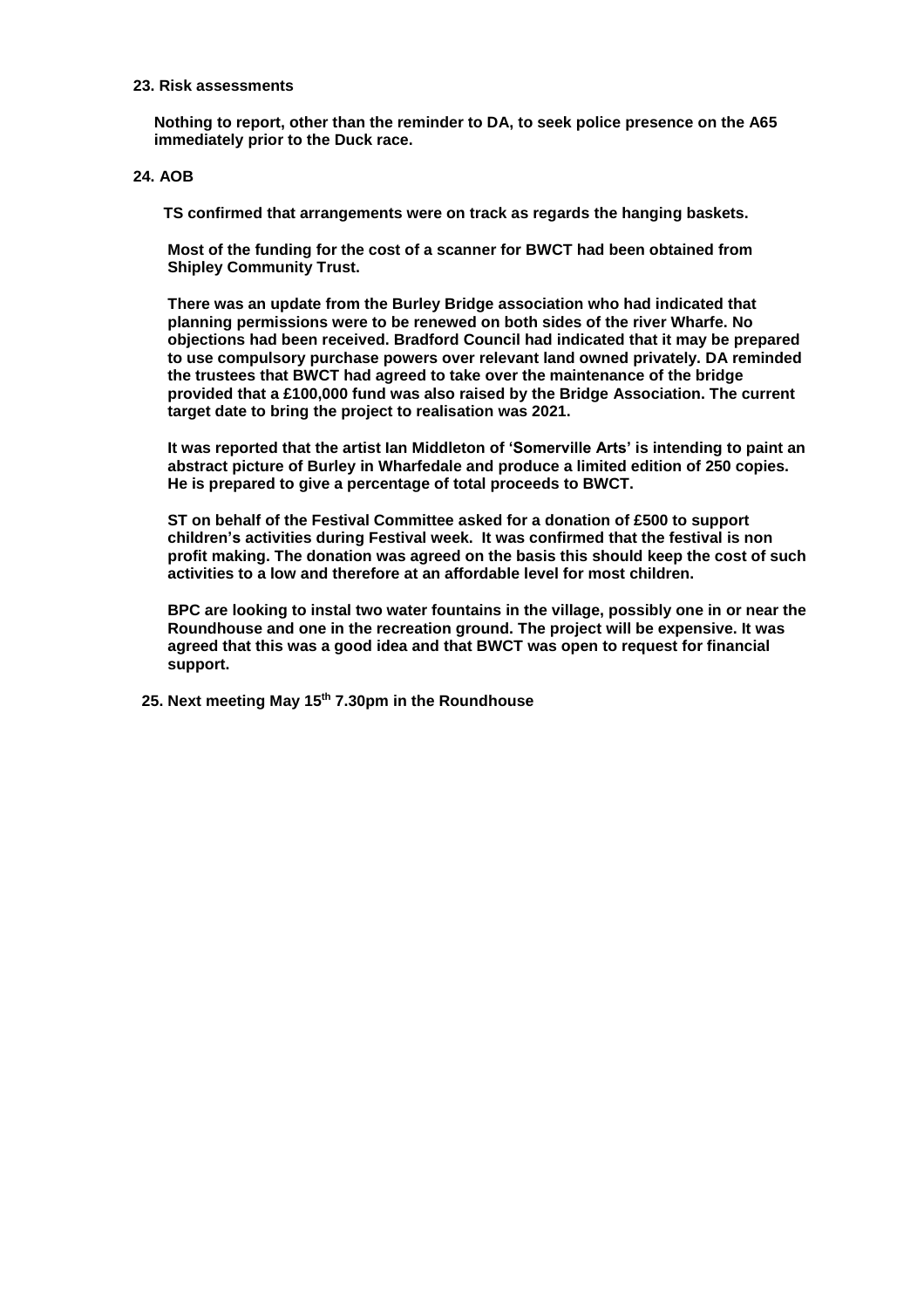**23. Risk assessments**

**Nothing to report, other than the reminder to DA, to seek police presence on the A65 immediately prior to the Duck race.**

**24. AOB**

**TS confirmed that arrangements were on track as regards the hanging baskets.**

**Most of the funding for the cost of a scanner for BWCT had been obtained from Shipley Community Trust.**

**There was an update from the Burley Bridge association who had indicated that planning permissions were to be renewed on both sides of the river Wharfe. No objections had been received. Bradford Council had indicated that it may be prepared to use compulsory purchase powers over relevant land owned privately. DA reminded the trustees that BWCT had agreed to take over the maintenance of the bridge provided that a £100,000 fund was also raised by the Bridge Association. The current target date to bring the project to realisation was 2021.**

**It was reported that the artist Ian Middleton of 'Somerville Arts' is intending to paint an abstract picture of Burley in Wharfedale and produce a limited edition of 250 copies. He is prepared to give a percentage of total proceeds to BWCT.**

**ST on behalf of the Festival Committee asked for a donation of £500 to support children's activities during Festival week. It was confirmed that the festival is non profit making. The donation was agreed on the basis this should keep the cost of such activities to a low and therefore at an affordable level for most children.**

**BPC are looking to instal two water fountains in the village, possibly one in or near the Roundhouse and one in the recreation ground. The project will be expensive. It was agreed that this was a good idea and that BWCT was open to request for financial support.**

**25. Next meeting May 15th 7.30pm in the Roundhouse**